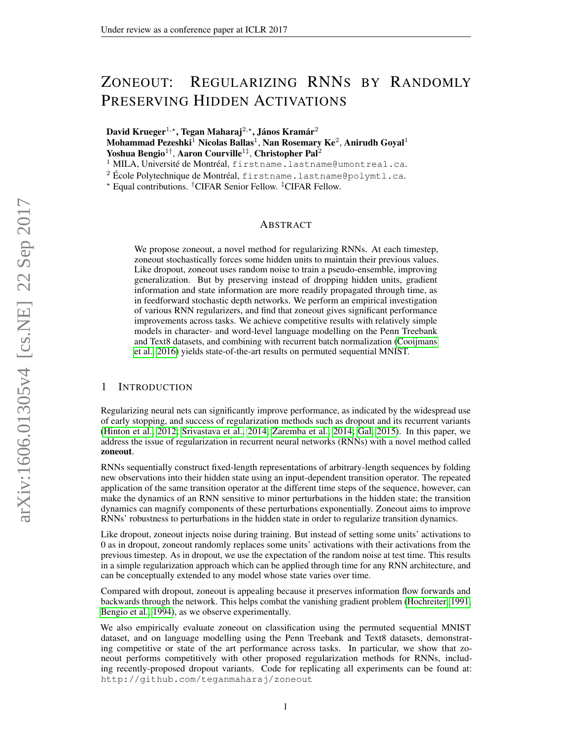# Zoneout: Regularizing RNNs by Randomly Preserving Hidden Activations

**David Krueger**[1,⋆], **Tegan Maharaj**[2,⋆], **János Kramár**[2]
**Mohammad Pezeshki**[1] **Nicolas Ballas**[1], **Nan Rosemary Ke**[2], **Anirudh Goyal**[1]
**Yoshua Bengio**[1†], **Aaron Courville**[1‡], **Christopher Pal**[2]

[1] MILA, Université de Montréal, firstname.lastname@umontreal.ca.
[2] École Polytechnique de Montréal, firstname.lastname@polymtl.ca.
[⋆] Equal contributions. [†]CIFAR Senior Fellow. [‡]CIFAR Fellow.

## Abstract

We propose zoneout, a novel method for regularizing RNNs. At each timestep, zoneout stochastically forces some hidden units to maintain their previous values. Like dropout, zoneout uses random noise to train a pseudo-ensemble, improving generalization. But by preserving instead of dropping hidden units, gradient information and state information are more readily propagated through time, as in feedforward stochastic depth networks. We perform an empirical investigation of various RNN regularizers, and find that zoneout gives significant performance improvements across tasks. We achieve competitive results with relatively simple models in character- and word-level language modelling on the Penn Treebank and Text8 datasets, and combining with recurrent batch normalization (Cooijmans et al., 2016) yields state-of-the-art results on permuted sequential MNIST.

## 1 Introduction

Regularizing neural nets can significantly improve performance, as indicated by the widespread use of early stopping, and success of regularization methods such as dropout and its recurrent variants (Hinton et al., 2012; Srivastava et al., 2014; Zaremba et al., 2014; Gal, 2015). In this paper, we address the issue of regularization in recurrent neural networks (RNNs) with a novel method called **zoneout**.

RNNs sequentially construct fixed-length representations of arbitrary-length sequences by folding new observations into their hidden state using an input-dependent transition operator. The repeated application of the same transition operator at the different time steps of the sequence, however, can make the dynamics of an RNN sensitive to minor perturbations in the hidden state; the transition dynamics can magnify components of these perturbations exponentially. Zoneout aims to improve RNNs' robustness to perturbations in the hidden state in order to regularize transition dynamics.

Like dropout, zoneout injects noise during training. But instead of setting some units' activations to 0 as in dropout, zoneout randomly replaces some units' activations with their activations from the previous timestep. As in dropout, we use the expectation of the random noise at test time. This results in a simple regularization approach which can be applied through time for any RNN architecture, and can be conceptually extended to any model whose state varies over time.

Compared with dropout, zoneout is appealing because it preserves information flow forwards and backwards through the network. This helps combat the vanishing gradient problem (Hochreiter, 1991; Bengio et al., 1994), as we observe experimentally.

We also empirically evaluate zoneout on classification using the permuted sequential MNIST dataset, and on language modelling using the Penn Treebank and Text8 datasets, demonstrating competitive or state of the art performance across tasks. In particular, we show that zoneout performs competitively with other proposed regularization methods for RNNs, including recently-proposed dropout variants. Code for replicating all experiments can be found at: http://github.com/teganmaharaj/zoneout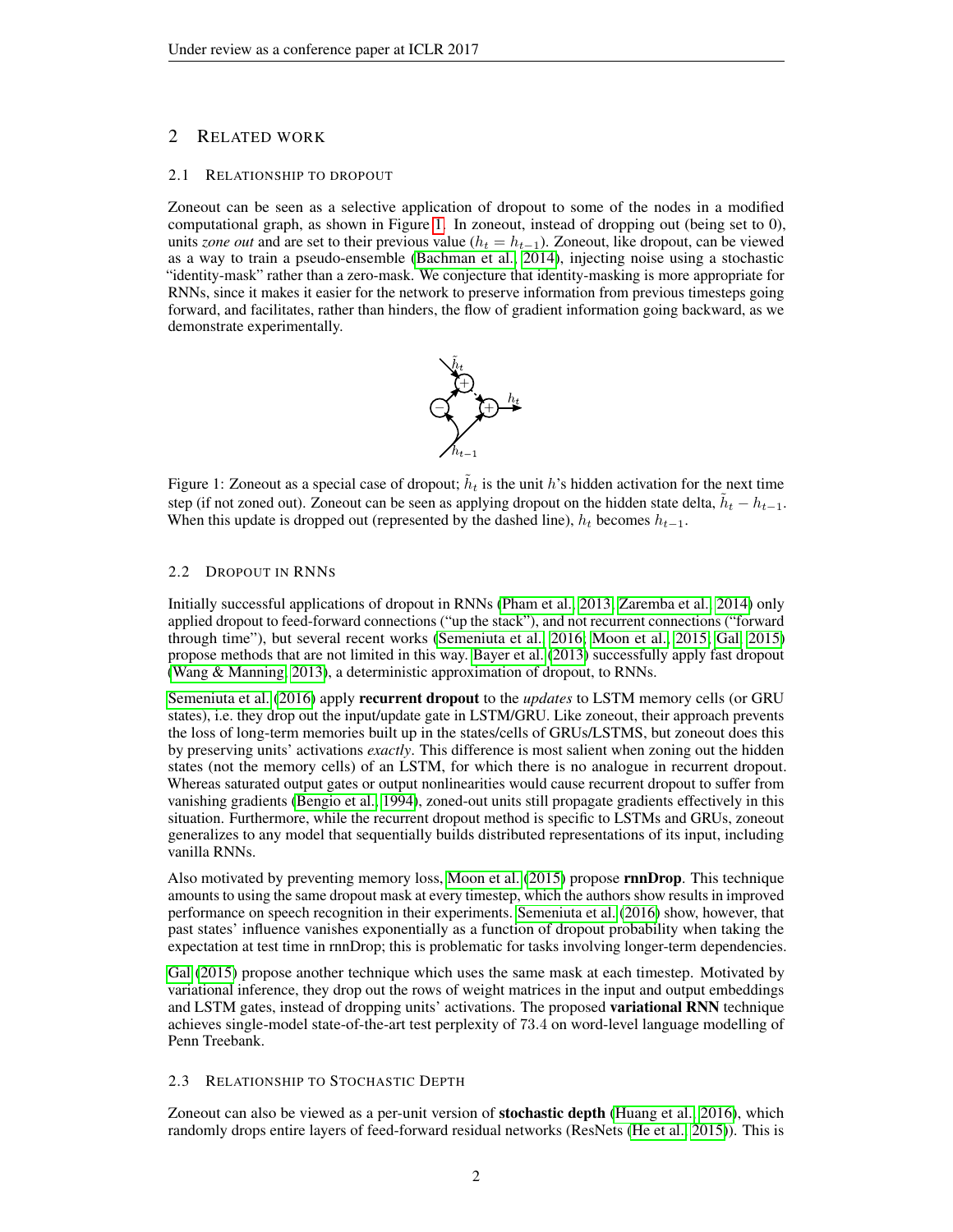## 2 RELATED WORK

### 2.1 RELATIONSHIP TO DROPOUT

Zoneout can be seen as a selective application of dropout to some of the nodes in a modified computational graph, as shown in Figure 1. In zoneout, instead of dropping out (being set to 0), units *zone out* and are set to their previous value ($h_t = h_{t-1}$). Zoneout, like dropout, can be viewed as a way to train a pseudo-ensemble (Bachman et al., 2014), injecting noise using a stochastic "identity-mask" rather than a zero-mask. We conjecture that identity-masking is more appropriate for RNNs, since it makes it easier for the network to preserve information from previous timesteps going forward, and facilitates, rather than hinders, the flow of gradient information going backward, as we demonstrate experimentally.

Figure 1: Zoneout as a special case of dropout; $\tilde{h}_t$ is the unit $h$'s hidden activation for the next time step (if not zoned out). Zoneout can be seen as applying dropout on the hidden state delta, $\tilde{h}_t - h_{t-1}$. When this update is dropped out (represented by the dashed line), $h_t$ becomes $h_{t-1}$.

### 2.2 DROPOUT IN RNNS

Initially successful applications of dropout in RNNs (Pham et al., 2013; Zaremba et al., 2014) only applied dropout to feed-forward connections ("up the stack"), and not recurrent connections ("forward through time"), but several recent works (Semeniuta et al., 2016; Moon et al., 2015; Gal, 2015) propose methods that are not limited in this way. Bayer et al. (2013) successfully apply fast dropout (Wang & Manning, 2013), a deterministic approximation of dropout, to RNNs.

Semeniuta et al. (2016) apply **recurrent dropout** to the *updates* to LSTM memory cells (or GRU states), i.e. they drop out the input/update gate in LSTM/GRU. Like zoneout, their approach prevents the loss of long-term memories built up in the states/cells of GRUs/LSTMS, but zoneout does this by preserving units' activations *exactly*. This difference is most salient when zoning out the hidden states (not the memory cells) of an LSTM, for which there is no analogue in recurrent dropout. Whereas saturated output gates or output nonlinearities would cause recurrent dropout to suffer from vanishing gradients (Bengio et al., 1994), zoned-out units still propagate gradients effectively in this situation. Furthermore, while the recurrent dropout method is specific to LSTMs and GRUs, zoneout generalizes to any model that sequentially builds distributed representations of its input, including vanilla RNNs.

Also motivated by preventing memory loss, Moon et al. (2015) propose **rnnDrop**. This technique amounts to using the same dropout mask at every timestep, which the authors show results in improved performance on speech recognition in their experiments. Semeniuta et al. (2016) show, however, that past states' influence vanishes exponentially as a function of dropout probability when taking the expectation at test time in rnnDrop; this is problematic for tasks involving longer-term dependencies.

Gal (2015) propose another technique which uses the same mask at each timestep. Motivated by variational inference, they drop out the rows of weight matrices in the input and output embeddings and LSTM gates, instead of dropping units' activations. The proposed **variational RNN** technique achieves single-model state-of-the-art test perplexity of 73.4 on word-level language modelling of Penn Treebank.

### 2.3 RELATIONSHIP TO STOCHASTIC DEPTH

Zoneout can also be viewed as a per-unit version of **stochastic depth** (Huang et al., 2016), which randomly drops entire layers of feed-forward residual networks (ResNets (He et al., 2015)). This is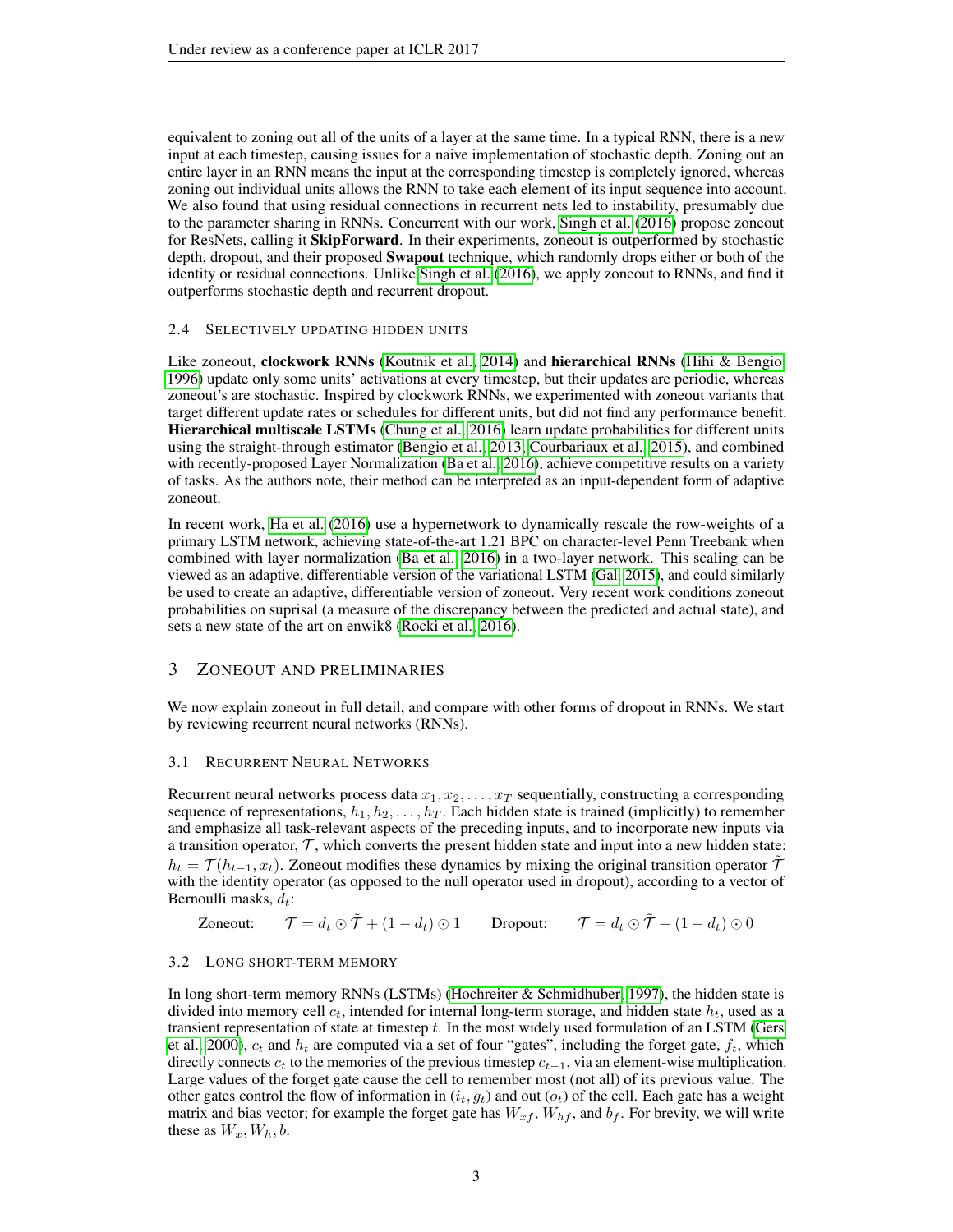equivalent to zoning out all of the units of a layer at the same time. In a typical RNN, there is a new input at each timestep, causing issues for a naive implementation of stochastic depth. Zoning out an entire layer in an RNN means the input at the corresponding timestep is completely ignored, whereas zoning out individual units allows the RNN to take each element of its input sequence into account. We also found that using residual connections in recurrent nets led to instability, presumably due to the parameter sharing in RNNs. Concurrent with our work, Singh et al. (2016) propose zoneout for ResNets, calling it **SkipForward**. In their experiments, zoneout is outperformed by stochastic depth, dropout, and their proposed **Swapout** technique, which randomly drops either or both of the identity or residual connections. Unlike Singh et al. (2016), we apply zoneout to RNNs, and find it outperforms stochastic depth and recurrent dropout.

### 2.4 Selectively updating hidden units

Like zoneout, **clockwork RNNs** (Koutnik et al., 2014) and **hierarchical RNNs** (Hihi & Bengio, 1996) update only some units' activations at every timestep, but their updates are periodic, whereas zoneout's are stochastic. Inspired by clockwork RNNs, we experimented with zoneout variants that target different update rates or schedules for different units, but did not find any performance benefit. **Hierarchical multiscale LSTMs** (Chung et al., 2016) learn update probabilities for different units using the straight-through estimator (Bengio et al., 2013; Courbariaux et al., 2015), and combined with recently-proposed Layer Normalization (Ba et al., 2016), achieve competitive results on a variety of tasks. As the authors note, their method can be interpreted as an input-dependent form of adaptive zoneout.

In recent work, Ha et al. (2016) use a hypernetwork to dynamically rescale the row-weights of a primary LSTM network, achieving state-of-the-art 1.21 BPC on character-level Penn Treebank when combined with layer normalization (Ba et al., 2016) in a two-layer network. This scaling can be viewed as an adaptive, differentiable version of the variational LSTM (Gal, 2015), and could similarly be used to create an adaptive, differentiable version of zoneout. Very recent work conditions zoneout probabilities on suprisal (a measure of the discrepancy between the predicted and actual state), and sets a new state of the art on enwik8 (Rocki et al., 2016).

## 3 Zoneout and preliminaries

We now explain zoneout in full detail, and compare with other forms of dropout in RNNs. We start by reviewing recurrent neural networks (RNNs).

### 3.1 Recurrent Neural Networks

Recurrent neural networks process data $x_1, x_2, \dots, x_T$ sequentially, constructing a corresponding sequence of representations, $h_1, h_2, \dots, h_T$. Each hidden state is trained (implicitly) to remember and emphasize all task-relevant aspects of the preceding inputs, and to incorporate new inputs via a transition operator, $\mathcal{T}$, which converts the present hidden state and input into a new hidden state: $h_t = \mathcal{T}(h_{t-1}, x_t)$. Zoneout modifies these dynamics by mixing the original transition operator $\tilde{\mathcal{T}}$ with the identity operator (as opposed to the null operator used in dropout), according to a vector of Bernoulli masks, $d_t$:

$$\text{Zoneout:} \quad \mathcal{T} = d_t \odot \tilde{\mathcal{T}} + (1 - d_t) \odot 1 \qquad \text{Dropout:} \quad \mathcal{T} = d_t \odot \tilde{\mathcal{T}} + (1 - d_t) \odot 0$$

### 3.2 Long short-term memory

In long short-term memory RNNs (LSTMs) (Hochreiter & Schmidhuber, 1997), the hidden state is divided into memory cell $c_t$, intended for internal long-term storage, and hidden state $h_t$, used as a transient representation of state at timestep $t$. In the most widely used formulation of an LSTM (Gers et al., 2000), $c_t$ and $h_t$ are computed via a set of four "gates", including the forget gate, $f_t$, which directly connects $c_t$ to the memories of the previous timestep $c_{t-1}$, via an element-wise multiplication. Large values of the forget gate cause the cell to remember most (not all) of its previous value. The other gates control the flow of information in ($i_t, g_t$) and out ($o_t$) of the cell. Each gate has a weight matrix and bias vector; for example the forget gate has $W_{xf}$, $W_{hf}$, and $b_f$. For brevity, we will write these as $W_x, W_h, b$.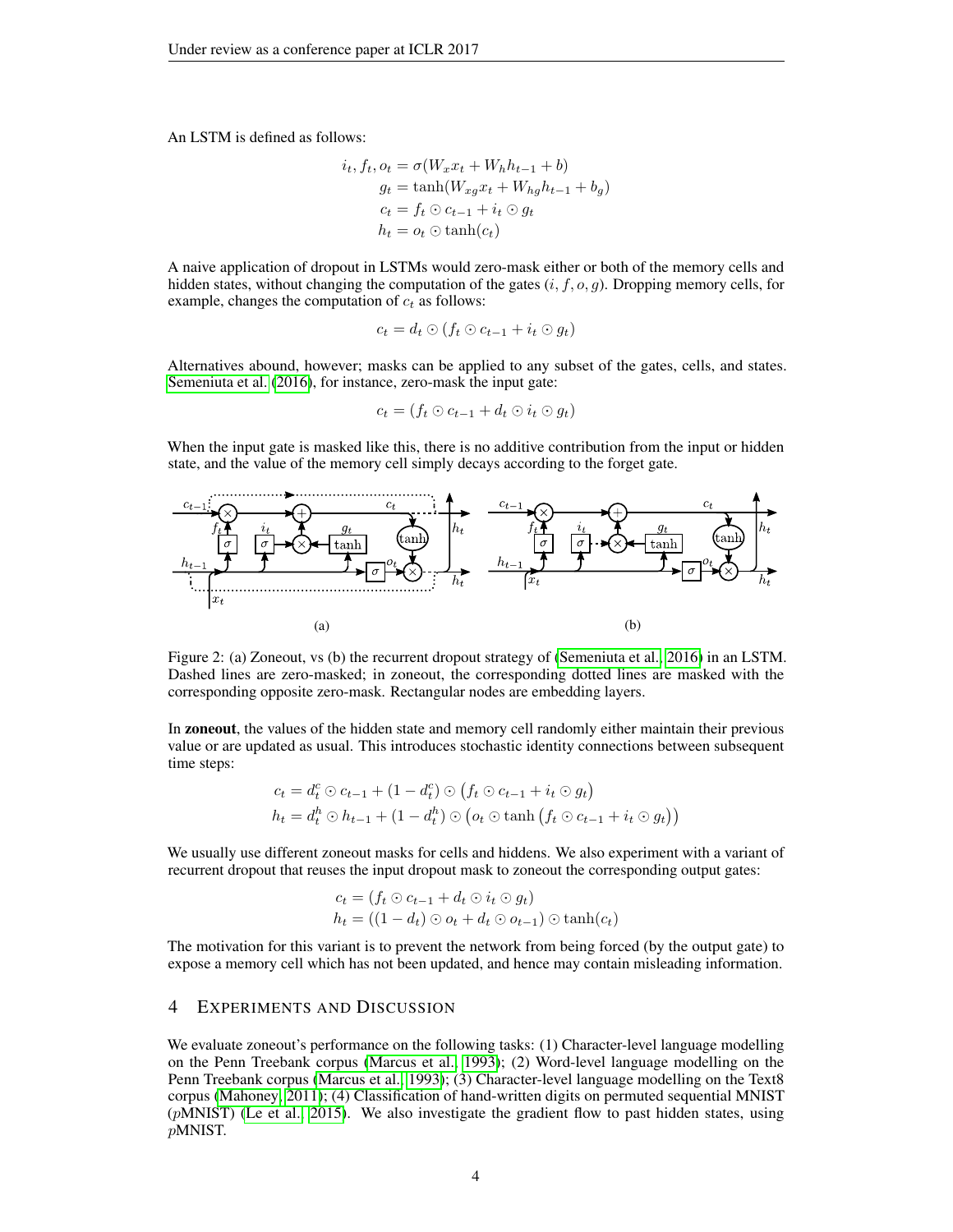An LSTM is defined as follows:

$$
\begin{aligned}
i_t, f_t, o_t &= \sigma(W_x x_t + W_h h_{t-1} + b) \\
g_t &= \tanh(W_{xg} x_t + W_{hg} h_{t-1} + b_g) \\
c_t &= f_t \odot c_{t-1} + i_t \odot g_t \\
h_t &= o_t \odot \tanh(c_t)
\end{aligned}
$$

A naive application of dropout in LSTMs would zero-mask either or both of the memory cells and hidden states, without changing the computation of the gates $(i, f, o, g)$. Dropping memory cells, for example, changes the computation of $c_t$ as follows:

$$
c_t = d_t \odot (f_t \odot c_{t-1} + i_t \odot g_t)
$$

Alternatives abound, however; masks can be applied to any subset of the gates, cells, and states. Semeniuta et al. (2016), for instance, zero-mask the input gate:

$$
c_t = (f_t \odot c_{t-1} + d_t \odot i_t \odot g_t)
$$

When the input gate is masked like this, there is no additive contribution from the input or hidden state, and the value of the memory cell simply decays according to the forget gate.

Figure 2: (a) Zoneout, vs (b) the recurrent dropout strategy of (Semeniuta et al., 2016) in an LSTM. Dashed lines are zero-masked; in zoneout, the corresponding dotted lines are masked with the corresponding opposite zero-mask. Rectangular nodes are embedding layers.

In **zoneout**, the values of the hidden state and memory cell randomly either maintain their previous value or are updated as usual. This introduces stochastic identity connections between subsequent time steps:

$$
\begin{aligned}
c_t &= d_t^c \odot c_{t-1} + (1 - d_t^c) \odot \big(f_t \odot c_{t-1} + i_t \odot g_t\big) \\
h_t &= d_t^h \odot h_{t-1} + (1 - d_t^h) \odot \big(o_t \odot \tanh\big(f_t \odot c_{t-1} + i_t \odot g_t\big)\big)
\end{aligned}
$$

We usually use different zoneout masks for cells and hiddens. We also experiment with a variant of recurrent dropout that reuses the input dropout mask to zoneout the corresponding output gates:

$$
\begin{aligned}
c_t &= (f_t \odot c_{t-1} + d_t \odot i_t \odot g_t) \\
h_t &= ((1 - d_t) \odot o_t + d_t \odot o_{t-1}) \odot \tanh(c_t)
\end{aligned}
$$

The motivation for this variant is to prevent the network from being forced (by the output gate) to expose a memory cell which has not been updated, and hence may contain misleading information.

## 4 Experiments and Discussion

We evaluate zoneout's performance on the following tasks: (1) Character-level language modelling on the Penn Treebank corpus (Marcus et al., 1993); (2) Word-level language modelling on the Penn Treebank corpus (Marcus et al., 1993); (3) Character-level language modelling on the Text8 corpus (Mahoney, 2011); (4) Classification of hand-written digits on permuted sequential MNIST ($p$MNIST) (Le et al., 2015). We also investigate the gradient flow to past hidden states, using $p$MNIST.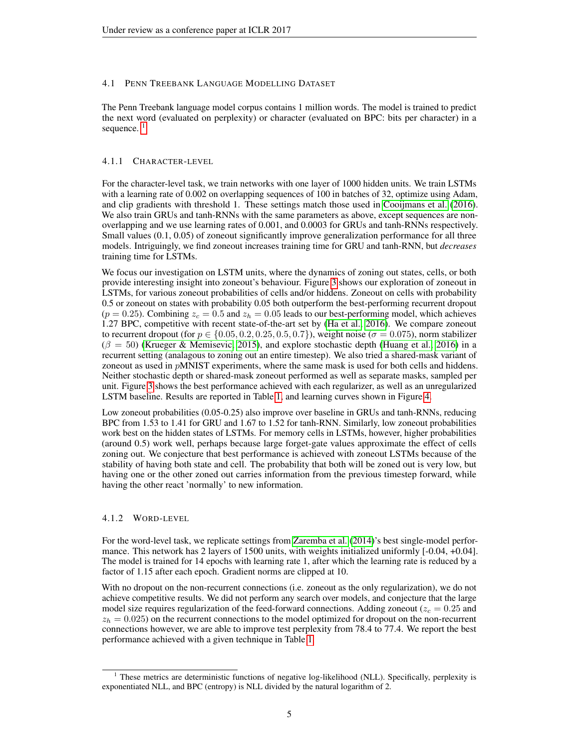### 4.1 Penn Treebank Language Modelling Dataset

The Penn Treebank language model corpus contains 1 million words. The model is trained to predict the next word (evaluated on perplexity) or character (evaluated on BPC: bits per character) in a sequence. [1]

#### 4.1.1 Character-level

For the character-level task, we train networks with one layer of 1000 hidden units. We train LSTMs with a learning rate of 0.002 on overlapping sequences of 100 in batches of 32, optimize using Adam, and clip gradients with threshold 1. These settings match those used in Cooijmans et al. (2016). We also train GRUs and tanh-RNNs with the same parameters as above, except sequences are non-overlapping and we use learning rates of 0.001, and 0.0003 for GRUs and tanh-RNNs respectively. Small values (0.1, 0.05) of zoneout significantly improve generalization performance for all three models. Intriguingly, we find zoneout increases training time for GRU and tanh-RNN, but *decreases* training time for LSTMs.

We focus our investigation on LSTM units, where the dynamics of zoning out states, cells, or both provide interesting insight into zoneout's behaviour. Figure 3 shows our exploration of zoneout in LSTMs, for various zoneout probabilities of cells and/or hiddens. Zoneout on cells with probability 0.5 or zoneout on states with probability 0.05 both outperform the best-performing recurrent dropout ($p = 0.25$). Combining $z_c = 0.5$ and $z_h = 0.05$ leads to our best-performing model, which achieves 1.27 BPC, competitive with recent state-of-the-art set by (Ha et al., 2016). We compare zoneout to recurrent dropout (for $p \in \{0.05, 0.2, 0.25, 0.5, 0.7\}$), weight noise ($\sigma = 0.075$), norm stabilizer ($\beta = 50$) (Krueger & Memisevic, 2015), and explore stochastic depth (Huang et al., 2016) in a recurrent setting (analagous to zoning out an entire timestep). We also tried a shared-mask variant of zoneout as used in $p$MNIST experiments, where the same mask is used for both cells and hiddens. Neither stochastic depth or shared-mask zoneout performed as well as separate masks, sampled per unit. Figure 3 shows the best performance achieved with each regularizer, as well as an unregularized LSTM baseline. Results are reported in Table 1, and learning curves shown in Figure 4.

Low zoneout probabilities (0.05-0.25) also improve over baseline in GRUs and tanh-RNNs, reducing BPC from 1.53 to 1.41 for GRU and 1.67 to 1.52 for tanh-RNN. Similarly, low zoneout probabilities work best on the hidden states of LSTMs. For memory cells in LSTMs, however, higher probabilities (around 0.5) work well, perhaps because large forget-gate values approximate the effect of cells zoning out. We conjecture that best performance is achieved with zoneout LSTMs because of the stability of having both state and cell. The probability that both will be zoned out is very low, but having one or the other zoned out carries information from the previous timestep forward, while having the other react 'normally' to new information.

#### 4.1.2 Word-level

For the word-level task, we replicate settings from Zaremba et al. (2014)'s best single-model performance. This network has 2 layers of 1500 units, with weights initialized uniformly [-0.04, +0.04]. The model is trained for 14 epochs with learning rate 1, after which the learning rate is reduced by a factor of 1.15 after each epoch. Gradient norms are clipped at 10.

With no dropout on the non-recurrent connections (i.e. zoneout as the only regularization), we do not achieve competitive results. We did not perform any search over models, and conjecture that the large model size requires regularization of the feed-forward connections. Adding zoneout ($z_c = 0.25$ and $z_h = 0.025$) on the recurrent connections to the model optimized for dropout on the non-recurrent connections however, we are able to improve test perplexity from 78.4 to 77.4. We report the best performance achieved with a given technique in Table 1.

[1] These metrics are deterministic functions of negative log-likelihood (NLL). Specifically, perplexity is exponentiated NLL, and BPC (entropy) is NLL divided by the natural logarithm of 2.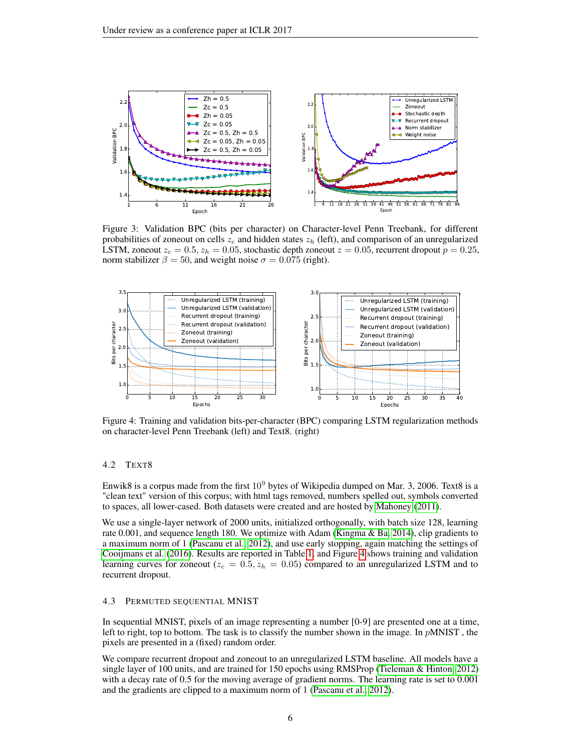Figure 3: Validation BPC (bits per character) on Character-level Penn Treebank, for different probabilities of zoneout on cells $z_c$ and hidden states $z_h$ (left), and comparison of an unregularized LSTM, zoneout $z_c = 0.5, z_h = 0.05$, stochastic depth zoneout $z = 0.05$, recurrent dropout $p = 0.25$, norm stabilizer $\beta = 50$, and weight noise $\sigma = 0.075$ (right).

Figure 4: Training and validation bits-per-character (BPC) comparing LSTM regularization methods on character-level Penn Treebank (left) and Text8. (right)

### 4.2 TEXT8

Enwik8 is a corpus made from the first $10^9$ bytes of Wikipedia dumped on Mar. 3, 2006. Text8 is a "clean text" version of this corpus; with html tags removed, numbers spelled out, symbols converted to spaces, all lower-cased. Both datasets were created and are hosted by Mahoney (2011).

We use a single-layer network of 2000 units, initialized orthogonally, with batch size 128, learning rate 0.001, and sequence length 180. We optimize with Adam (Kingma & Ba, 2014), clip gradients to a maximum norm of 1 (Pascanu et al., 2012), and use early stopping, again matching the settings of Cooijmans et al. (2016). Results are reported in Table 1, and Figure 4 shows training and validation learning curves for zoneout ($z_c = 0.5, z_h = 0.05$) compared to an unregularized LSTM and to recurrent dropout.

### 4.3 PERMUTED SEQUENTIAL MNIST

In sequential MNIST, pixels of an image representing a number [0-9] are presented one at a time, left to right, top to bottom. The task is to classify the number shown in the image. In $p$MNIST , the pixels are presented in a (fixed) random order.

We compare recurrent dropout and zoneout to an unregularized LSTM baseline. All models have a single layer of 100 units, and are trained for 150 epochs using RMSProp (Tieleman & Hinton, 2012) with a decay rate of 0.5 for the moving average of gradient norms. The learning rate is set to 0.001 and the gradients are clipped to a maximum norm of 1 (Pascanu et al., 2012).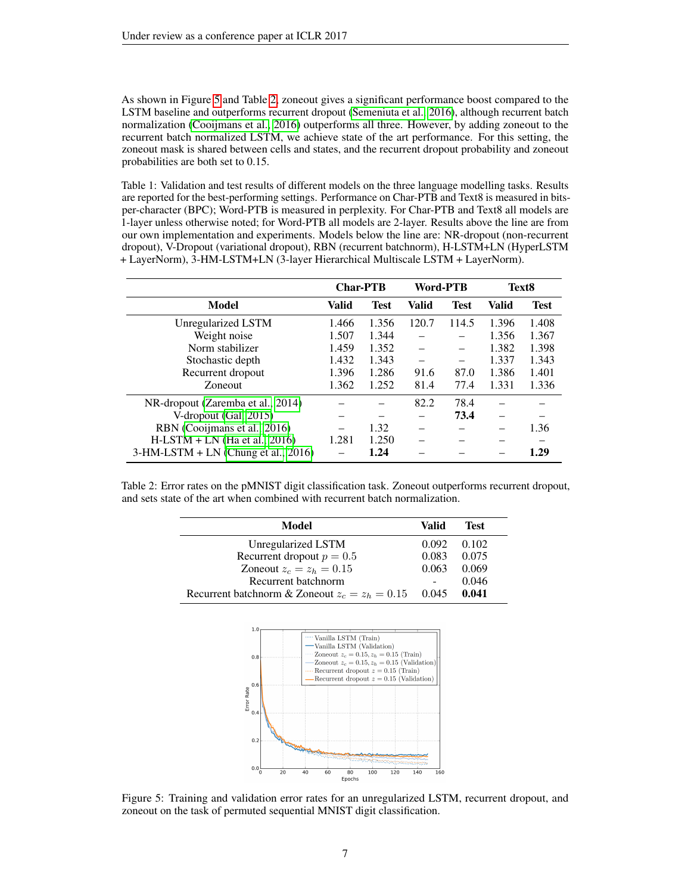As shown in Figure 5 and Table 2, zoneout gives a significant performance boost compared to the LSTM baseline and outperforms recurrent dropout (Semeniuta et al., 2016), although recurrent batch normalization (Cooijmans et al., 2016) outperforms all three. However, by adding zoneout to the recurrent batch normalized LSTM, we achieve state of the art performance. For this setting, the zoneout mask is shared between cells and states, and the recurrent dropout probability and zoneout probabilities are both set to 0.15.

Table 1: Validation and test results of different models on the three language modelling tasks. Results are reported for the best-performing settings. Performance on Char-PTB and Text8 is measured in bits-per-character (BPC); Word-PTB is measured in perplexity. For Char-PTB and Text8 all models are 1-layer unless otherwise noted; for Word-PTB all models are 2-layer. Results above the line are from our own implementation and experiments. Models below the line are: NR-dropout (non-recurrent dropout), V-Dropout (variational dropout), RBN (recurrent batchnorm), H-LSTM+LN (HyperLSTM + LayerNorm), 3-HM-LSTM+LN (3-layer Hierarchical Multiscale LSTM + LayerNorm).

| | **Char-PTB** | | **Word-PTB** | | **Text8** | |
|---|---|---|---|---|---|---|
| **Model** | **Valid** | **Test** | **Valid** | **Test** | **Valid** | **Test** |
| Unregularized LSTM | 1.466 | 1.356 | 120.7 | 114.5 | 1.396 | 1.408 |
| Weight noise | 1.507 | 1.344 | – | – | 1.356 | 1.367 |
| Norm stabilizer | 1.459 | 1.352 | – | – | 1.382 | 1.398 |
| Stochastic depth | 1.432 | 1.343 | – | – | 1.337 | 1.343 |
| Recurrent dropout | 1.396 | 1.286 | 91.6 | 87.0 | 1.386 | 1.401 |
| Zoneout | 1.362 | 1.252 | 81.4 | 77.4 | 1.331 | 1.336 |
| NR-dropout (Zaremba et al., 2014) | – | – | 82.2 | 78.4 | – | – |
| V-dropout (Gal, 2015) | – | – | – | **73.4** | – | – |
| RBN (Cooijmans et al., 2016) | – | 1.32 | – | – | – | 1.36 |
| H-LSTM + LN (Ha et al., 2016) | 1.281 | 1.250 | – | – | – | – |
| 3-HM-LSTM + LN (Chung et al., 2016) | – | **1.24** | – | – | – | **1.29** |

Table 2: Error rates on the pMNIST digit classification task. Zoneout outperforms recurrent dropout, and sets state of the art when combined with recurrent batch normalization.

| **Model** | **Valid** | **Test** |
|---|---|---|
| Unregularized LSTM | 0.092 | 0.102 |
| Recurrent dropout $p = 0.5$ | 0.083 | 0.075 |
| Zoneout $z_c = z_h = 0.15$ | 0.063 | 0.069 |
| Recurrent batchnorm | - | 0.046 |
| Recurrent batchnorm & Zoneout $z_c = z_h = 0.15$ | 0.045 | **0.041** |

Figure 5: Training and validation error rates for an unregularized LSTM, recurrent dropout, and zoneout on the task of permuted sequential MNIST digit classification.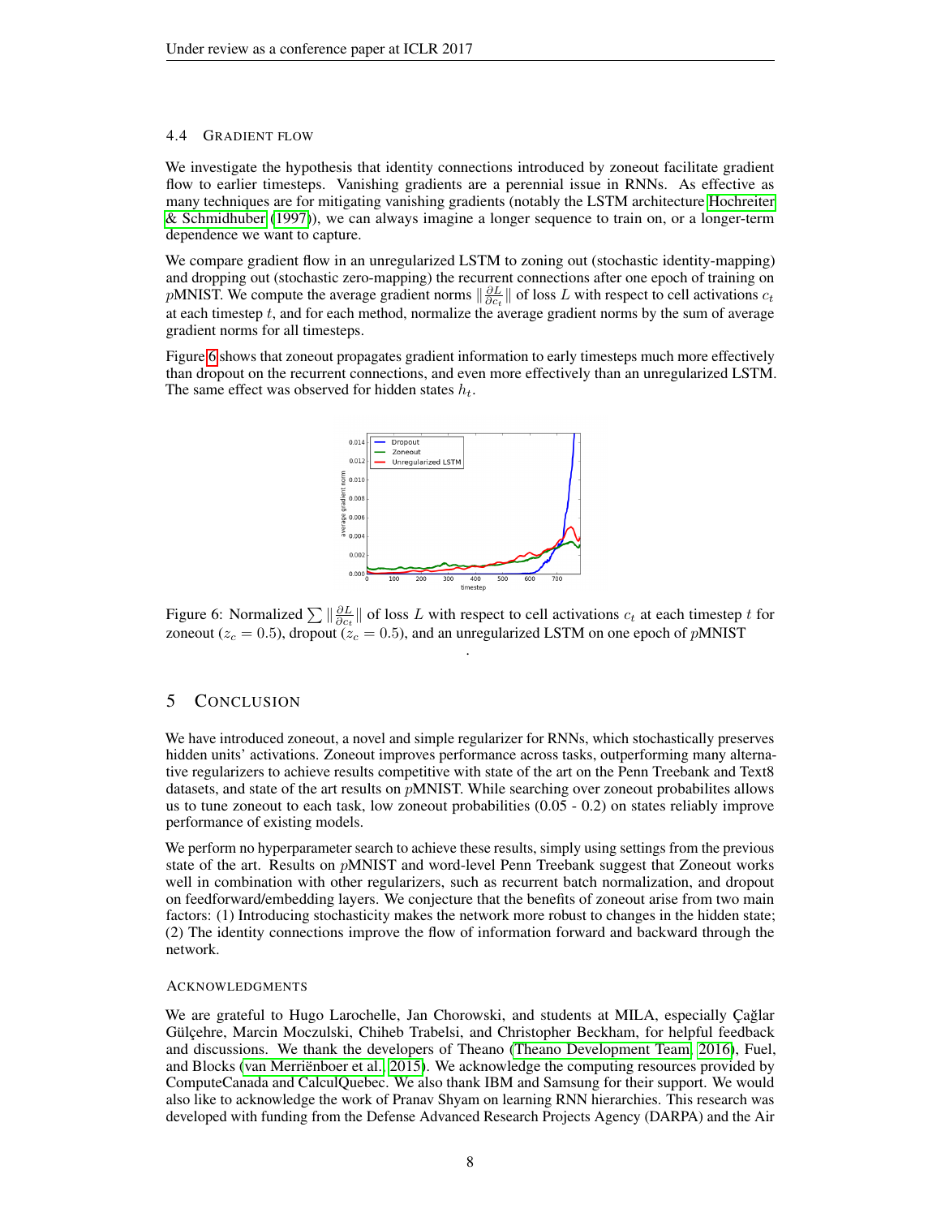### 4.4 Gradient Flow

We investigate the hypothesis that identity connections introduced by zoneout facilitate gradient flow to earlier timesteps. Vanishing gradients are a perennial issue in RNNs. As effective as many techniques are for mitigating vanishing gradients (notably the LSTM architecture Hochreiter & Schmidhuber (1997)), we can always imagine a longer sequence to train on, or a longer-term dependence we want to capture.

We compare gradient flow in an unregularized LSTM to zoning out (stochastic identity-mapping) and dropping out (stochastic zero-mapping) the recurrent connections after one epoch of training on $p$MNIST. We compute the average gradient norms $\|\frac{\partial L}{\partial c_t}\|$ of loss $L$ with respect to cell activations $c_t$ at each timestep $t$, and for each method, normalize the average gradient norms by the sum of average gradient norms for all timesteps.

Figure 6 shows that zoneout propagates gradient information to early timesteps much more effectively than dropout on the recurrent connections, and even more effectively than an unregularized LSTM. The same effect was observed for hidden states $h_t$.

Figure 6: Normalized $\sum \|\frac{\partial L}{\partial c_t}\|$ of loss $L$ with respect to cell activations $c_t$ at each timestep $t$ for zoneout ($z_c = 0.5$), dropout ($z_c = 0.5$), and an unregularized LSTM on one epoch of $p$MNIST

## 5 Conclusion

We have introduced zoneout, a novel and simple regularizer for RNNs, which stochastically preserves hidden units' activations. Zoneout improves performance across tasks, outperforming many alternative regularizers to achieve results competitive with state of the art on the Penn Treebank and Text8 datasets, and state of the art results on $p$MNIST. While searching over zoneout probabilites allows us to tune zoneout to each task, low zoneout probabilities (0.05 - 0.2) on states reliably improve performance of existing models.

We perform no hyperparameter search to achieve these results, simply using settings from the previous state of the art. Results on $p$MNIST and word-level Penn Treebank suggest that Zoneout works well in combination with other regularizers, such as recurrent batch normalization, and dropout on feedforward/embedding layers. We conjecture that the benefits of zoneout arise from two main factors: (1) Introducing stochasticity makes the network more robust to changes in the hidden state; (2) The identity connections improve the flow of information forward and backward through the network.

#### Acknowledgments

We are grateful to Hugo Larochelle, Jan Chorowski, and students at MILA, especially Çağlar Gülçehre, Marcin Moczulski, Chiheb Trabelsi, and Christopher Beckham, for helpful feedback and discussions. We thank the developers of Theano (Theano Development Team, 2016), Fuel, and Blocks (van Merriënboer et al., 2015). We acknowledge the computing resources provided by ComputeCanada and CalculQuebec. We also thank IBM and Samsung for their support. We would also like to acknowledge the work of Pranav Shyam on learning RNN hierarchies. This research was developed with funding from the Defense Advanced Research Projects Agency (DARPA) and the Air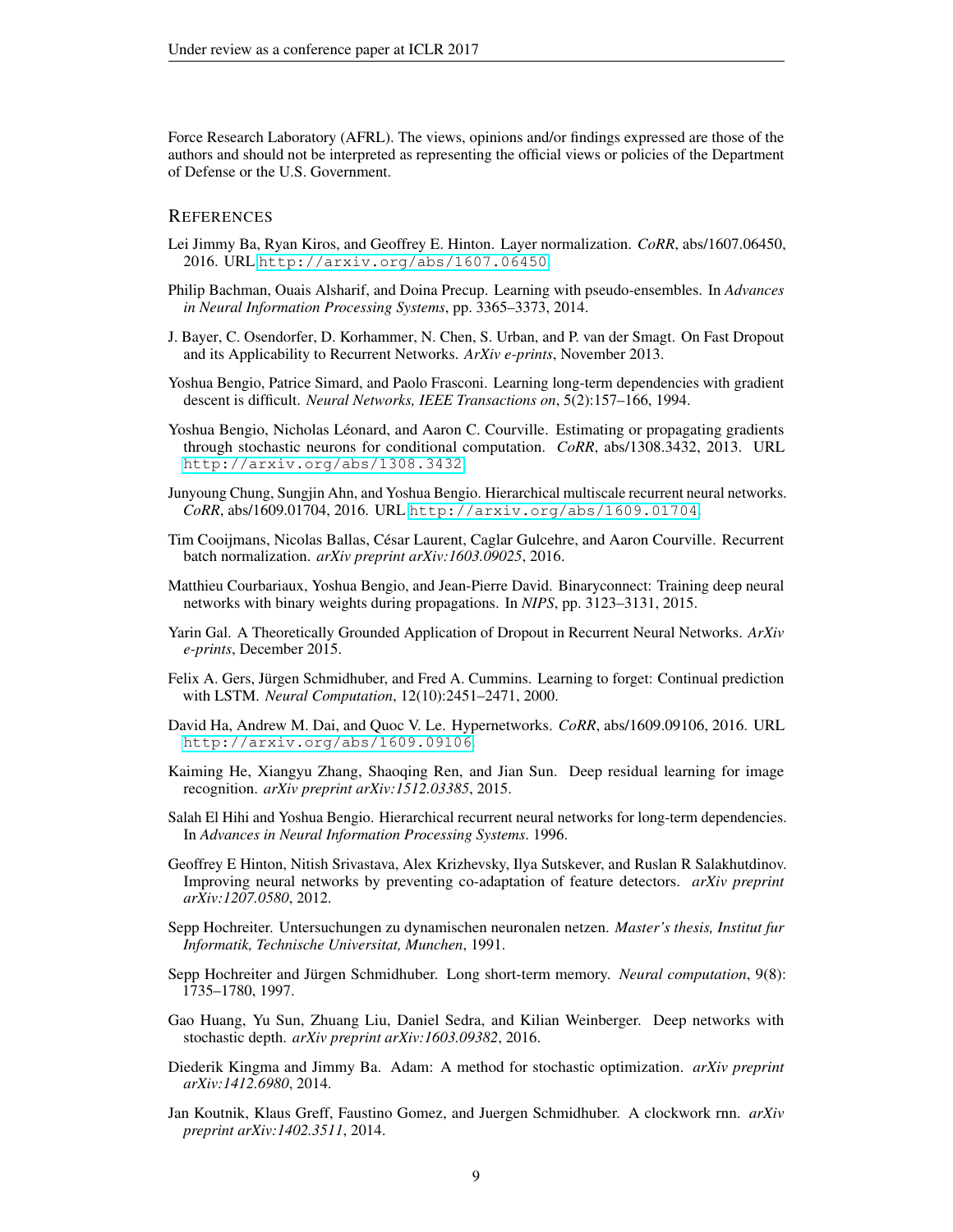Force Research Laboratory (AFRL). The views, opinions and/or findings expressed are those of the authors and should not be interpreted as representing the official views or policies of the Department of Defense or the U.S. Government.

## References

Lei Jimmy Ba, Ryan Kiros, and Geoffrey E. Hinton. Layer normalization. *CoRR*, abs/1607.06450, 2016. URL http://arxiv.org/abs/1607.06450.

Philip Bachman, Ouais Alsharif, and Doina Precup. Learning with pseudo-ensembles. In *Advances in Neural Information Processing Systems*, pp. 3365–3373, 2014.

J. Bayer, C. Osendorfer, D. Korhammer, N. Chen, S. Urban, and P. van der Smagt. On Fast Dropout and its Applicability to Recurrent Networks. *ArXiv e-prints*, November 2013.

Yoshua Bengio, Patrice Simard, and Paolo Frasconi. Learning long-term dependencies with gradient descent is difficult. *Neural Networks, IEEE Transactions on*, 5(2):157–166, 1994.

Yoshua Bengio, Nicholas Léonard, and Aaron C. Courville. Estimating or propagating gradients through stochastic neurons for conditional computation. *CoRR*, abs/1308.3432, 2013. URL http://arxiv.org/abs/1308.3432.

Junyoung Chung, Sungjin Ahn, and Yoshua Bengio. Hierarchical multiscale recurrent neural networks. *CoRR*, abs/1609.01704, 2016. URL http://arxiv.org/abs/1609.01704.

Tim Cooijmans, Nicolas Ballas, César Laurent, Caglar Gulcehre, and Aaron Courville. Recurrent batch normalization. *arXiv preprint arXiv:1603.09025*, 2016.

Matthieu Courbariaux, Yoshua Bengio, and Jean-Pierre David. Binaryconnect: Training deep neural networks with binary weights during propagations. In *NIPS*, pp. 3123–3131, 2015.

Yarin Gal. A Theoretically Grounded Application of Dropout in Recurrent Neural Networks. *ArXiv e-prints*, December 2015.

Felix A. Gers, Jürgen Schmidhuber, and Fred A. Cummins. Learning to forget: Continual prediction with LSTM. *Neural Computation*, 12(10):2451–2471, 2000.

David Ha, Andrew M. Dai, and Quoc V. Le. Hypernetworks. *CoRR*, abs/1609.09106, 2016. URL http://arxiv.org/abs/1609.09106.

Kaiming He, Xiangyu Zhang, Shaoqing Ren, and Jian Sun. Deep residual learning for image recognition. *arXiv preprint arXiv:1512.03385*, 2015.

Salah El Hihi and Yoshua Bengio. Hierarchical recurrent neural networks for long-term dependencies. In *Advances in Neural Information Processing Systems*. 1996.

Geoffrey E Hinton, Nitish Srivastava, Alex Krizhevsky, Ilya Sutskever, and Ruslan R Salakhutdinov. Improving neural networks by preventing co-adaptation of feature detectors. *arXiv preprint arXiv:1207.0580*, 2012.

Sepp Hochreiter. Untersuchungen zu dynamischen neuronalen netzen. *Master's thesis, Institut fur Informatik, Technische Universitat, Munchen*, 1991.

Sepp Hochreiter and Jürgen Schmidhuber. Long short-term memory. *Neural computation*, 9(8): 1735–1780, 1997.

Gao Huang, Yu Sun, Zhuang Liu, Daniel Sedra, and Kilian Weinberger. Deep networks with stochastic depth. *arXiv preprint arXiv:1603.09382*, 2016.

Diederik Kingma and Jimmy Ba. Adam: A method for stochastic optimization. *arXiv preprint arXiv:1412.6980*, 2014.

Jan Koutnik, Klaus Greff, Faustino Gomez, and Juergen Schmidhuber. A clockwork rnn. *arXiv preprint arXiv:1402.3511*, 2014.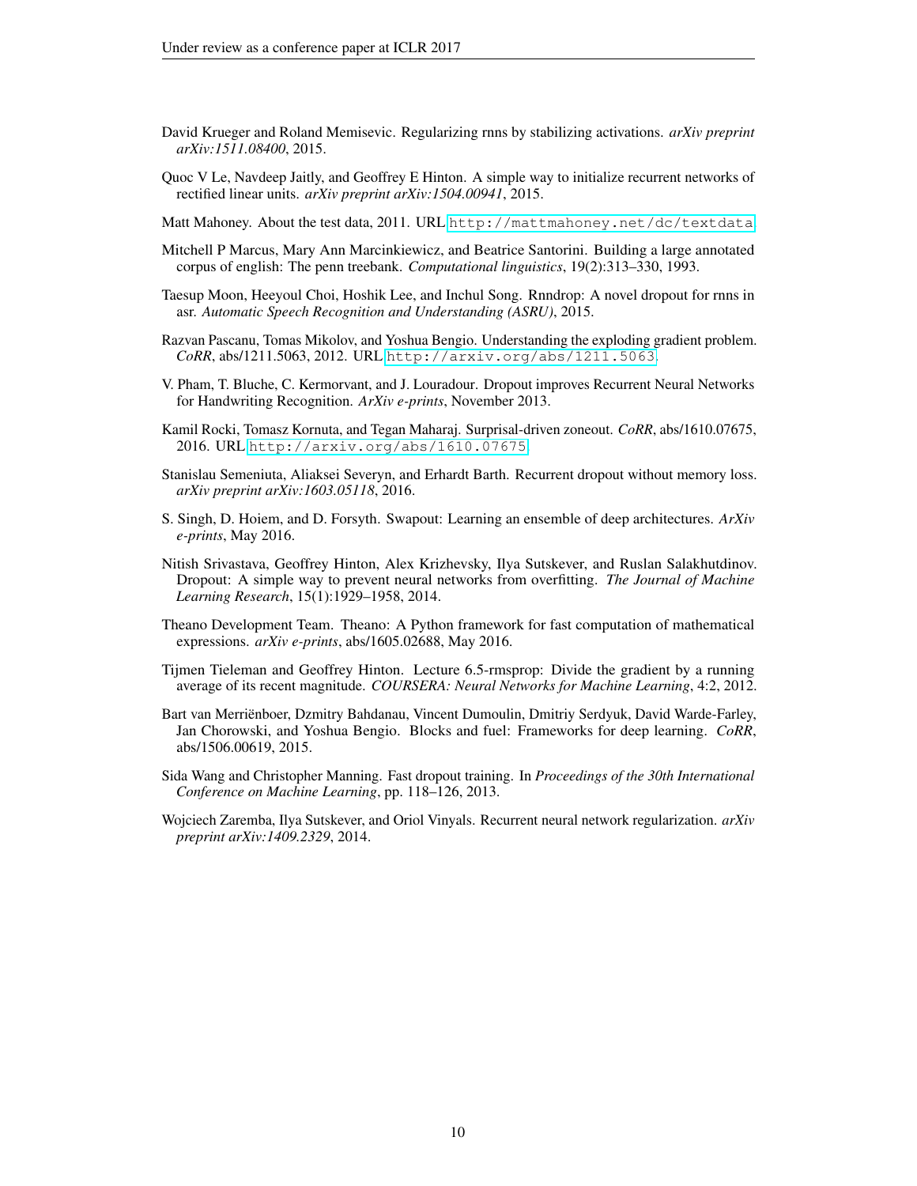David Krueger and Roland Memisevic. Regularizing rnns by stabilizing activations. *arXiv preprint arXiv:1511.08400*, 2015.

Quoc V Le, Navdeep Jaitly, and Geoffrey E Hinton. A simple way to initialize recurrent networks of rectified linear units. *arXiv preprint arXiv:1504.00941*, 2015.

Matt Mahoney. About the test data, 2011. URL http://mattmahoney.net/dc/textdata.

Mitchell P Marcus, Mary Ann Marcinkiewicz, and Beatrice Santorini. Building a large annotated corpus of english: The penn treebank. *Computational linguistics*, 19(2):313–330, 1993.

Taesup Moon, Heeyoul Choi, Hoshik Lee, and Inchul Song. Rnndrop: A novel dropout for rnns in asr. *Automatic Speech Recognition and Understanding (ASRU)*, 2015.

Razvan Pascanu, Tomas Mikolov, and Yoshua Bengio. Understanding the exploding gradient problem. *CoRR*, abs/1211.5063, 2012. URL http://arxiv.org/abs/1211.5063.

V. Pham, T. Bluche, C. Kermorvant, and J. Louradour. Dropout improves Recurrent Neural Networks for Handwriting Recognition. *ArXiv e-prints*, November 2013.

Kamil Rocki, Tomasz Kornuta, and Tegan Maharaj. Surprisal-driven zoneout. *CoRR*, abs/1610.07675, 2016. URL http://arxiv.org/abs/1610.07675.

Stanislau Semeniuta, Aliaksei Severyn, and Erhardt Barth. Recurrent dropout without memory loss. *arXiv preprint arXiv:1603.05118*, 2016.

S. Singh, D. Hoiem, and D. Forsyth. Swapout: Learning an ensemble of deep architectures. *ArXiv e-prints*, May 2016.

Nitish Srivastava, Geoffrey Hinton, Alex Krizhevsky, Ilya Sutskever, and Ruslan Salakhutdinov. Dropout: A simple way to prevent neural networks from overfitting. *The Journal of Machine Learning Research*, 15(1):1929–1958, 2014.

Theano Development Team. Theano: A Python framework for fast computation of mathematical expressions. *arXiv e-prints*, abs/1605.02688, May 2016.

Tijmen Tieleman and Geoffrey Hinton. Lecture 6.5-rmsprop: Divide the gradient by a running average of its recent magnitude. *COURSERA: Neural Networks for Machine Learning*, 4:2, 2012.

Bart van Merriënboer, Dzmitry Bahdanau, Vincent Dumoulin, Dmitriy Serdyuk, David Warde-Farley, Jan Chorowski, and Yoshua Bengio. Blocks and fuel: Frameworks for deep learning. *CoRR*, abs/1506.00619, 2015.

Sida Wang and Christopher Manning. Fast dropout training. In *Proceedings of the 30th International Conference on Machine Learning*, pp. 118–126, 2013.

Wojciech Zaremba, Ilya Sutskever, and Oriol Vinyals. Recurrent neural network regularization. *arXiv preprint arXiv:1409.2329*, 2014.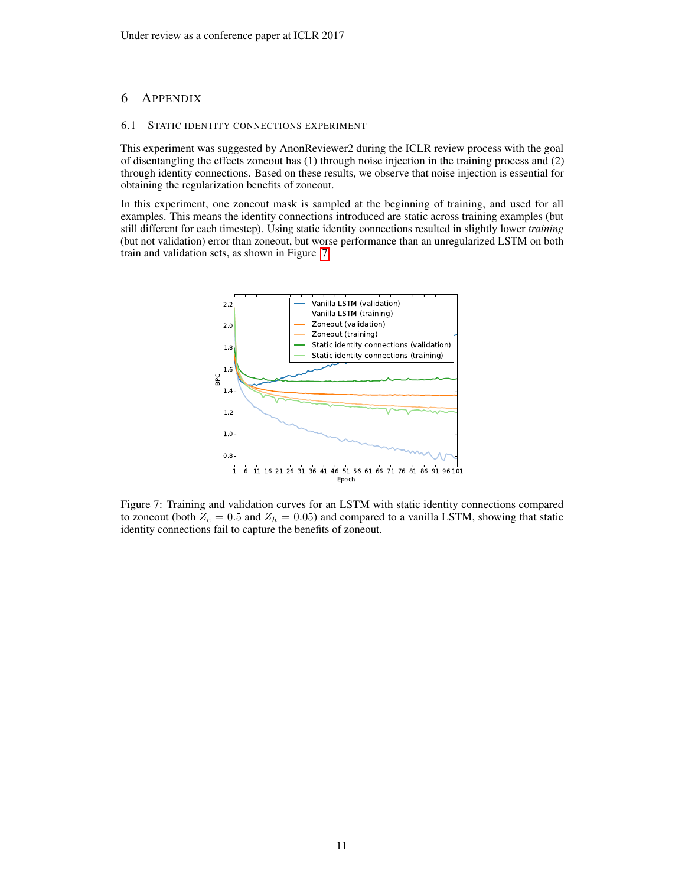# 6 Appendix

## 6.1 Static identity connections experiment

This experiment was suggested by AnonReviewer2 during the ICLR review process with the goal of disentangling the effects zoneout has (1) through noise injection in the training process and (2) through identity connections. Based on these results, we observe that noise injection is essential for obtaining the regularization benefits of zoneout.

In this experiment, one zoneout mask is sampled at the beginning of training, and used for all examples. This means the identity connections introduced are static across training examples (but still different for each timestep). Using static identity connections resulted in slightly lower *training* (but not validation) error than zoneout, but worse performance than an unregularized LSTM on both train and validation sets, as shown in Figure 7.

Vanilla LSTM (validation)
Vanilla LSTM (training)
Zoneout (validation)
Zoneout (training)
Static identity connections (validation)
Static identity connections (training)

BPC
2.2
2.0
1.8
1.6
1.4
1.2
1.0
0.8

Epoch
1 6 11 16 21 26 31 36 41 46 51 56 61 66 71 76 81 86 91 96 101

Figure 7: Training and validation curves for an LSTM with static identity connections compared to zoneout (both $Z_c = 0.5$ and $Z_h = 0.05$) and compared to a vanilla LSTM, showing that static identity connections fail to capture the benefits of zoneout.